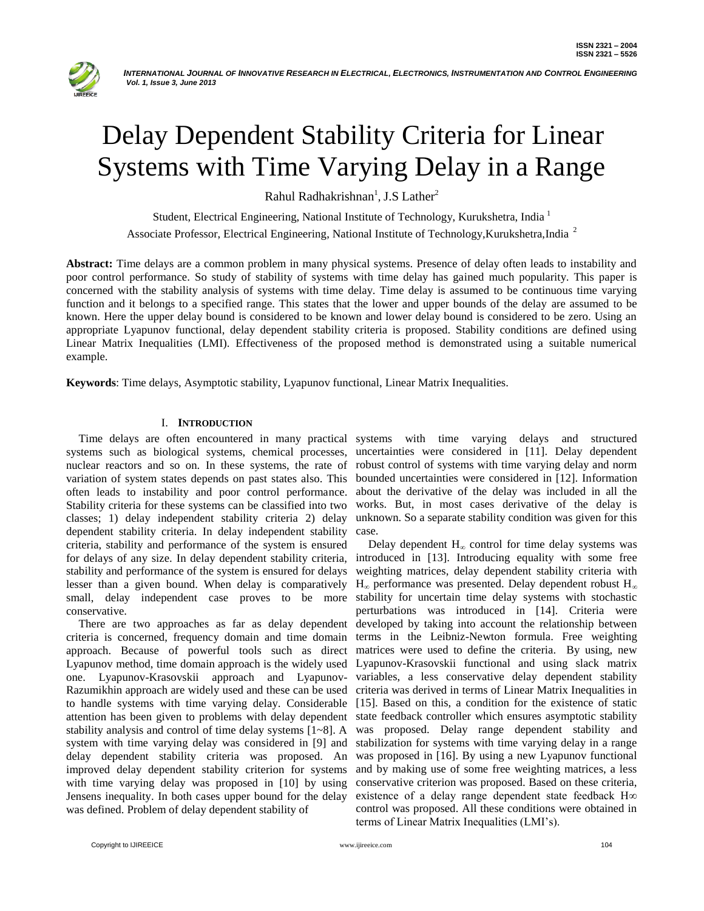# Delay Dependent Stability Criteria for Linear Systems with Time Varying Delay in a Range

Rahul Radhakrishnan[1], J.S Lather[2]

Student, Electrical Engineering, National Institute of Technology, Kurukshetra, India [1]

Associate Professor, Electrical Engineering, National Institute of Technology,Kurukshetra,India [2]

**Abstract:** Time delays are a common problem in many physical systems. Presence of delay often leads to instability and poor control performance. So study of stability of systems with time delay has gained much popularity. This paper is concerned with the stability analysis of systems with time delay. Time delay is assumed to be continuous time varying function and it belongs to a specified range. This states that the lower and upper bounds of the delay are assumed to be known. Here the upper delay bound is considered to be known and lower delay bound is considered to be zero. Using an appropriate Lyapunov functional, delay dependent stability criteria is proposed. Stability conditions are defined using Linear Matrix Inequalities (LMI). Effectiveness of the proposed method is demonstrated using a suitable numerical example.

**Keywords**: Time delays, Asymptotic stability, Lyapunov functional, Linear Matrix Inequalities.

## I. INTRODUCTION

Time delays are often encountered in many practical systems such as biological systems, chemical processes, nuclear reactors and so on. In these systems, the rate of variation of system states depends on past states also. This often leads to instability and poor control performance. Stability criteria for these systems can be classified into two classes; 1) delay independent stability criteria 2) delay dependent stability criteria. In delay independent stability criteria, stability and performance of the system is ensured for delays of any size. In delay dependent stability criteria, stability and performance of the system is ensured for delays lesser than a given bound. When delay is comparatively small, delay independent case proves to be more conservative.

There are two approaches as far as delay dependent criteria is concerned, frequency domain and time domain approach. Because of powerful tools such as direct Lyapunov method, time domain approach is the widely used one. Lyapunov-Krasovskii approach and Lyapunov-Razumikhin approach are widely used and these can be used to handle systems with time varying delay. Considerable attention has been given to problems with delay dependent stability analysis and control of time delay systems [1~8]. A system with time varying delay was considered in [9] and delay dependent stability criteria was proposed. An improved delay dependent stability criterion for systems with time varying delay was proposed in [10] by using Jensens inequality. In both cases upper bound for the delay was defined. Problem of delay dependent stability of systems with time varying delays and structured uncertainties were considered in [11]. Delay dependent robust control of systems with time varying delay and norm bounded uncertainties were considered in [12]. Information about the derivative of the delay was included in all the works. But, in most cases derivative of the delay is unknown. So a separate stability condition was given for this case.

Delay dependent $H_\infty$ control for time delay systems was introduced in [13]. Introducing equality with some free weighting matrices, delay dependent stability criteria with $H_\infty$ performance was presented. Delay dependent robust $H_\infty$ stability for uncertain time delay systems with stochastic perturbations was introduced in [14]. Criteria were developed by taking into account the relationship between terms in the Leibniz-Newton formula. Free weighting matrices were used to define the criteria. By using, new Lyapunov-Krasovskii functional and using slack matrix variables, a less conservative delay dependent stability criteria was derived in terms of Linear Matrix Inequalities in [15]. Based on this, a condition for the existence of static state feedback controller which ensures asymptotic stability was proposed. Delay range dependent stability and stabilization for systems with time varying delay in a range was proposed in [16]. By using a new Lyapunov functional and by making use of some free weighting matrices, a less conservative criterion was proposed. Based on these criteria, existence of a delay range dependent state feedback $H\infty$ control was proposed. All these conditions were obtained in terms of Linear Matrix Inequalities (LMI's).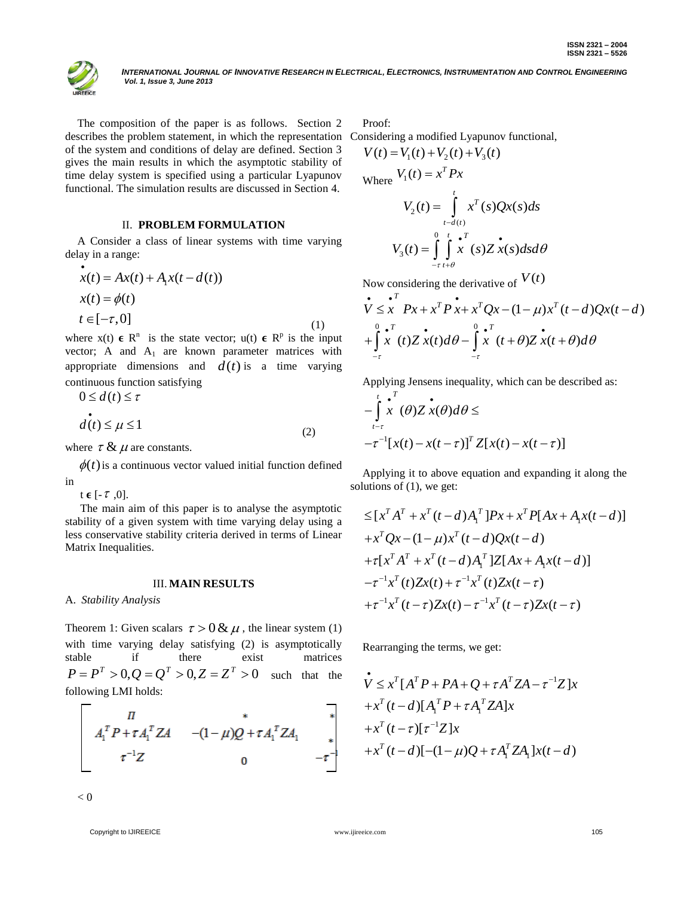The composition of the paper is as follows. Section 2 describes the problem statement, in which the representation of the system and conditions of delay are defined. Section 3 gives the main results in which the asymptotic stability of time delay system is specified using a particular Lyapunov functional. The simulation results are discussed in Section 4.

## II. PROBLEM FORMULATION

A Consider a class of linear systems with time varying delay in a range:

$$\dot{x}(t) = Ax(t) + A_1 x(t - d(t))$$
$$x(t) = \phi(t)$$
$$t \in [-\tau, 0] \tag{1}$$

where x(t) $\epsilon$ $R^n$ is the state vector; u(t) $\epsilon$ $R^p$ is the input vector; A and $A_1$ are known parameter matrices with appropriate dimensions and $d(t)$ is a time varying continuous function satisfying

$$0 \le d(t) \le \tau$$
$$\dot{d}(t) \le \mu \le 1 \tag{2}$$

where $\tau$ & $\mu$ are constants.

$\phi(t)$ is a continuous vector valued initial function defined in

t $\epsilon$ [-$\tau$ ,0].

The main aim of this paper is to analyse the asymptotic stability of a given system with time varying delay using a less conservative stability criteria derived in terms of Linear Matrix Inequalities.

## III. MAIN RESULTS

### A. *Stability Analysis*

Theorem 1: Given scalars $\tau > 0$ & $\mu$ , the linear system (1) with time varying delay satisfying (2) is asymptotically stable if there exist matrices $P = P^T > 0, Q = Q^T > 0, Z = Z^T > 0$ such that the following LMI holds:

$$\begin{bmatrix} \Pi & * & * \\ A_1^T P + \tau A_1^T ZA & -(1-\mu)Q + \tau A_1^T ZA_1 & * \\ \tau^{-1}Z & 0 & -\tau^{-1} \end{bmatrix} < 0$$

Proof:

Considering a modified Lyapunov functional,

$$V(t) = V_1(t) + V_2(t) + V_3(t)$$

Where $V_1(t) = x^T Px$

$$V_2(t) = \int_{t-d(t)}^{t} x^T(s)Qx(s)ds$$

$$V_3(t) = \int_{-\tau}^{0} \int_{t+\theta}^{t} \dot{x}^T(s)Z\dot{x}(s)dsd\theta$$

Now considering the derivative of $V(t)$

$$\dot{V} \le \dot{x}^T Px + x^T P\dot{x} + x^T Qx - (1-\mu)x^T(t-d)Qx(t-d) + \int_{-\tau}^{0} \dot{x}^T(t)Z\dot{x}(t)d\theta - \int_{-\tau}^{0} \dot{x}^T(t+\theta)Z\dot{x}(t+\theta)d\theta$$

Applying Jensens inequality, which can be described as:

$$-\int_{t-\tau}^{t} \dot{x}^T(\theta)Z\dot{x}(\theta)d\theta \le -\tau^{-1}[x(t) - x(t-\tau)]^T Z[x(t) - x(t-\tau)]$$

Applying it to above equation and expanding it along the solutions of (1), we get:

$$\begin{aligned}
&\le [x^T A^T + x^T(t-d)A_1^T]Px + x^T P[Ax + A_1 x(t-d)] \\
&+ x^T Qx - (1-\mu)x^T(t-d)Qx(t-d) \\
&+ \tau[x^T A^T + x^T(t-d)A_1^T]Z[Ax + A_1 x(t-d)] \\
&- \tau^{-1}x^T(t)Zx(t) + \tau^{-1}x^T(t)Zx(t-\tau) \\
&+ \tau^{-1}x^T(t-\tau)Zx(t) - \tau^{-1}x^T(t-\tau)Zx(t-\tau)
\end{aligned}$$

Rearranging the terms, we get:

$$\begin{aligned}
\dot{V} &\le x^T[A^T P + PA + Q + \tau A^T ZA - \tau^{-1}Z]x \\
&+ x^T(t-d)[A_1^T P + \tau A_1^T ZA]x \\
&+ x^T(t-\tau)[\tau^{-1}Z]x \\
&+ x^T(t-d)[-(1-\mu)Q + \tau A_1^T ZA_1]x(t-d)
\end{aligned}$$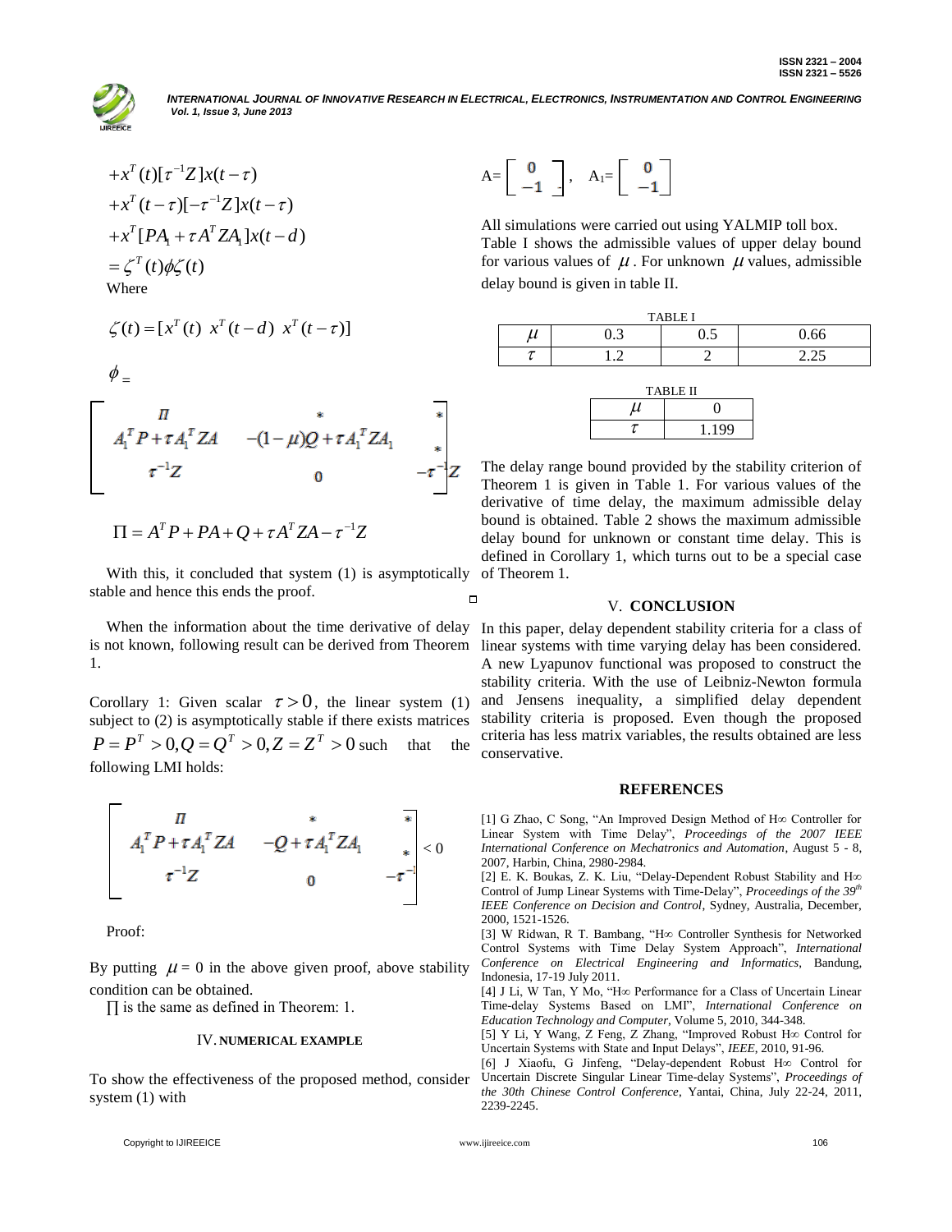$$+x^T(t)[\tau^{-1}Z]x(t-\tau)$$
$$+x^T(t-\tau)[-\tau^{-1}Z]x(t-\tau)$$
$$+x^T[PA_1+\tau A^T ZA_1]x(t-d)$$
$$=\zeta^T(t)\phi\zeta(t)$$

Where

$$\zeta(t)=[x^T(t)\ \ x^T(t-d)\ \ x^T(t-\tau)]$$

$\phi =$

$$\begin{bmatrix} \Pi & * & * \\ A_1^T P+\tau A_1^T ZA & -(1-\mu)Q+\tau A_1^T ZA_1 & * \\ \tau^{-1}Z & 0 & -\tau^{-1}Z \end{bmatrix}$$

$$\Pi = A^T P + PA + Q + \tau A^T ZA - \tau^{-1}Z$$

With this, it concluded that system (1) is asymptotically stable and hence this ends the proof. □

When the information about the time derivative of delay is not known, following result can be derived from Theorem 1.

Corollary 1: Given scalar $\tau > 0$, the linear system (1) subject to (2) is asymptotically stable if there exists matrices $P = P^T > 0, Q = Q^T > 0, Z = Z^T > 0$ such that the following LMI holds:

$$\begin{bmatrix} \Pi & * & * \\ A_1^T P+\tau A_1^T ZA & -Q+\tau A_1^T ZA_1 & * \\ \tau^{-1}Z & 0 & -\tau^{-1} \end{bmatrix} < 0$$

Proof:

By putting $\mu = 0$ in the above given proof, above stability condition can be obtained.

$\Pi$ is the same as defined in Theorem: 1.

## IV. NUMERICAL EXAMPLE

To show the effectiveness of the proposed method, consider system (1) with

$$A=\begin{bmatrix} 0 \\ -1 \end{bmatrix},\quad A_1=\begin{bmatrix} 0 \\ -1 \end{bmatrix}$$

All simulations were carried out using YALMIP toll box. Table I shows the admissible values of upper delay bound for various values of $\mu$. For unknown $\mu$ values, admissible delay bound is given in table II.

TABLE I

| $\mu$ | 0.3 | 0.5 | 0.66 |
|---|---|---|---|
| $\tau$ | 1.2 | 2 | 2.25 |

TABLE II

| $\mu$ | 0 |
|---|---|
| $\tau$ | 1.199 |

The delay range bound provided by the stability criterion of Theorem 1 is given in Table 1. For various values of the derivative of time delay, the maximum admissible delay bound is obtained. Table 2 shows the maximum admissible delay bound for unknown or constant time delay. This is defined in Corollary 1, which turns out to be a special case of Theorem 1.

## V. CONCLUSION

In this paper, delay dependent stability criteria for a class of linear systems with time varying delay has been considered. A new Lyapunov functional was proposed to construct the stability criteria. With the use of Leibniz-Newton formula and Jensens inequality, a simplified delay dependent stability criteria is proposed. Even though the proposed criteria has less matrix variables, the results obtained are less conservative.

## REFERENCES

[1] G Zhao, C Song, "An Improved Design Method of H∞ Controller for Linear System with Time Delay", *Proceedings of the 2007 IEEE International Conference on Mechatronics and Automation*, August 5 - 8, 2007, Harbin, China, 2980-2984.

[2] E. K. Boukas, Z. K. Liu, "Delay-Dependent Robust Stability and H∞ Control of Jump Linear Systems with Time-Delay", *Proceedings of the 39th IEEE Conference on Decision and Control*, Sydney, Australia, December, 2000, 1521-1526.

[3] W Ridwan, R T. Bambang, "H∞ Controller Synthesis for Networked Control Systems with Time Delay System Approach", *International Conference on Electrical Engineering and Informatics*, Bandung, Indonesia, 17-19 July 2011.

[4] J Li, W Tan, Y Mo, "H∞ Performance for a Class of Uncertain Linear Time-delay Systems Based on LMI", *International Conference on Education Technology and Computer*, Volume 5, 2010, 344-348.

[5] Y Li, Y Wang, Z Feng, Z Zhang, "Improved Robust H∞ Control for Uncertain Systems with State and Input Delays", *IEEE*, 2010, 91-96.

[6] J Xiaofu, G Jinfeng, "Delay-dependent Robust H∞ Control for Uncertain Discrete Singular Linear Time-delay Systems", *Proceedings of the 30th Chinese Control Conference*, Yantai, China, July 22-24, 2011, 2239-2245.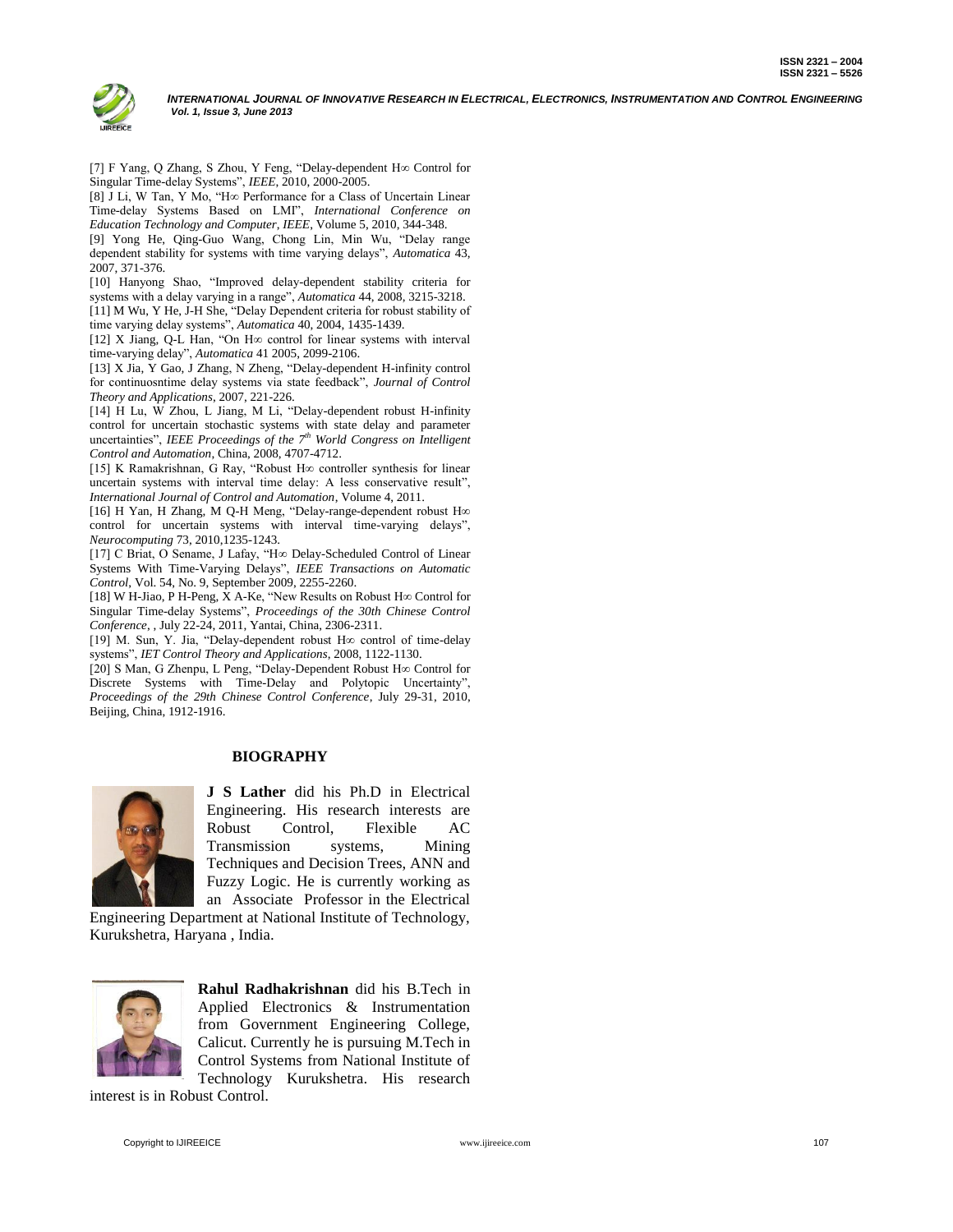[7] F Yang, Q Zhang, S Zhou, Y Feng, "Delay-dependent H∞ Control for Singular Time-delay Systems", *IEEE*, 2010, 2000-2005.

[8] J Li, W Tan, Y Mo, "H∞ Performance for a Class of Uncertain Linear Time-delay Systems Based on LMI", *International Conference on Education Technology and Computer, IEEE*, Volume 5, 2010, 344-348.

[9] Yong He, Qing-Guo Wang, Chong Lin, Min Wu, "Delay range dependent stability for systems with time varying delays", *Automatica* 43, 2007, 371-376.

[10] Hanyong Shao, "Improved delay-dependent stability criteria for systems with a delay varying in a range", *Automatica* 44, 2008, 3215-3218.

[11] M Wu, Y He, J-H She, "Delay Dependent criteria for robust stability of time varying delay systems", *Automatica* 40, 2004, 1435-1439.

[12] X Jiang, Q-L Han, "On H∞ control for linear systems with interval time-varying delay", *Automatica* 41 2005, 2099-2106.

[13] X Jia, Y Gao, J Zhang, N Zheng, "Delay-dependent H-infinity control for continuosntime delay systems via state feedback", *Journal of Control Theory and Applications*, 2007, 221-226.

[14] H Lu, W Zhou, L Jiang, M Li, "Delay-dependent robust H-infinity control for uncertain stochastic systems with state delay and parameter uncertainties", *IEEE Proceedings of the 7th World Congress on Intelligent Control and Automation*, China, 2008, 4707-4712.

[15] K Ramakrishnan, G Ray, "Robust H∞ controller synthesis for linear uncertain systems with interval time delay: A less conservative result", *International Journal of Control and Automation*, Volume 4, 2011.

[16] H Yan, H Zhang, M Q-H Meng, "Delay-range-dependent robust H∞ control for uncertain systems with interval time-varying delays", *Neurocomputing* 73, 2010,1235-1243.

[17] C Briat, O Sename, J Lafay, "H∞ Delay-Scheduled Control of Linear Systems With Time-Varying Delays", *IEEE Transactions on Automatic Control*, Vol. 54, No. 9, September 2009, 2255-2260.

[18] W H-Jiao, P H-Peng, X A-Ke, "New Results on Robust H∞ Control for Singular Time-delay Systems", *Proceedings of the 30th Chinese Control Conference*, , July 22-24, 2011, Yantai, China, 2306-2311.

[19] M. Sun, Y. Jia, "Delay-dependent robust H∞ control of time-delay systems", *IET Control Theory and Applications*, 2008, 1122-1130.

[20] S Man, G Zhenpu, L Peng, "Delay-Dependent Robust H∞ Control for Discrete Systems with Time-Delay and Polytopic Uncertainty", *Proceedings of the 29th Chinese Control Conference*, July 29-31, 2010, Beijing, China, 1912-1916.

## BIOGRAPHY

**J S Lather** did his Ph.D in Electrical Engineering. His research interests are Robust Control, Flexible AC Transmission systems, Mining Techniques and Decision Trees, ANN and Fuzzy Logic. He is currently working as an Associate Professor in the Electrical Engineering Department at National Institute of Technology, Kurukshetra, Haryana , India.

**Rahul Radhakrishnan** did his B.Tech in Applied Electronics & Instrumentation from Government Engineering College, Calicut. Currently he is pursuing M.Tech in Control Systems from National Institute of Technology Kurukshetra. His research interest is in Robust Control.